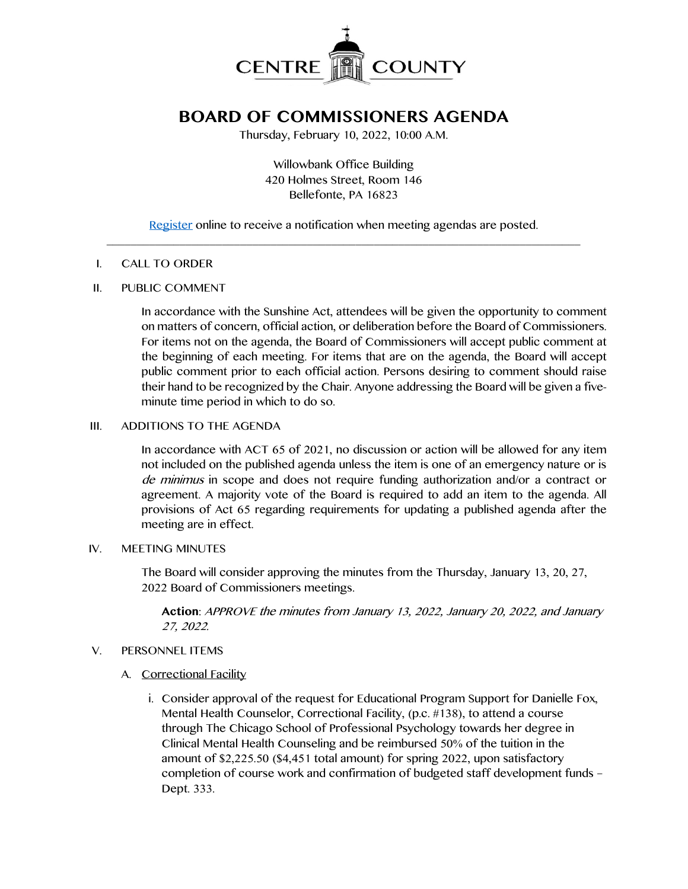CENTRE COUNTY

# BOARD OF COMMISSIONERS AGENDA

Thursday, February 10, 2022, 10:00 A.M.

Willowbank Office Building
420 Holmes Street, Room 146
Bellefonte, PA 16823

Register online to receive a notification when meeting agendas are posted.

---

I. CALL TO ORDER

II. PUBLIC COMMENT

In accordance with the Sunshine Act, attendees will be given the opportunity to comment on matters of concern, official action, or deliberation before the Board of Commissioners. For items not on the agenda, the Board of Commissioners will accept public comment at the beginning of each meeting. For items that are on the agenda, the Board will accept public comment prior to each official action. Persons desiring to comment should raise their hand to be recognized by the Chair. Anyone addressing the Board will be given a five-minute time period in which to do so.

III. ADDITIONS TO THE AGENDA

In accordance with ACT 65 of 2021, no discussion or action will be allowed for any item not included on the published agenda unless the item is one of an emergency nature or is *de minimus* in scope and does not require funding authorization and/or a contract or agreement. A majority vote of the Board is required to add an item to the agenda. All provisions of Act 65 regarding requirements for updating a published agenda after the meeting are in effect.

IV. MEETING MINUTES

The Board will consider approving the minutes from the Thursday, January 13, 20, 27, 2022 Board of Commissioners meetings.

**Action**: *APPROVE the minutes from January 13, 2022, January 20, 2022, and January 27, 2022.*

V. PERSONNEL ITEMS

A. Correctional Facility

i. Consider approval of the request for Educational Program Support for Danielle Fox, Mental Health Counselor, Correctional Facility, (p.c. #138), to attend a course through The Chicago School of Professional Psychology towards her degree in Clinical Mental Health Counseling and be reimbursed 50% of the tuition in the amount of $2,225.50 ($4,451 total amount) for spring 2022, upon satisfactory completion of course work and confirmation of budgeted staff development funds – Dept. 333.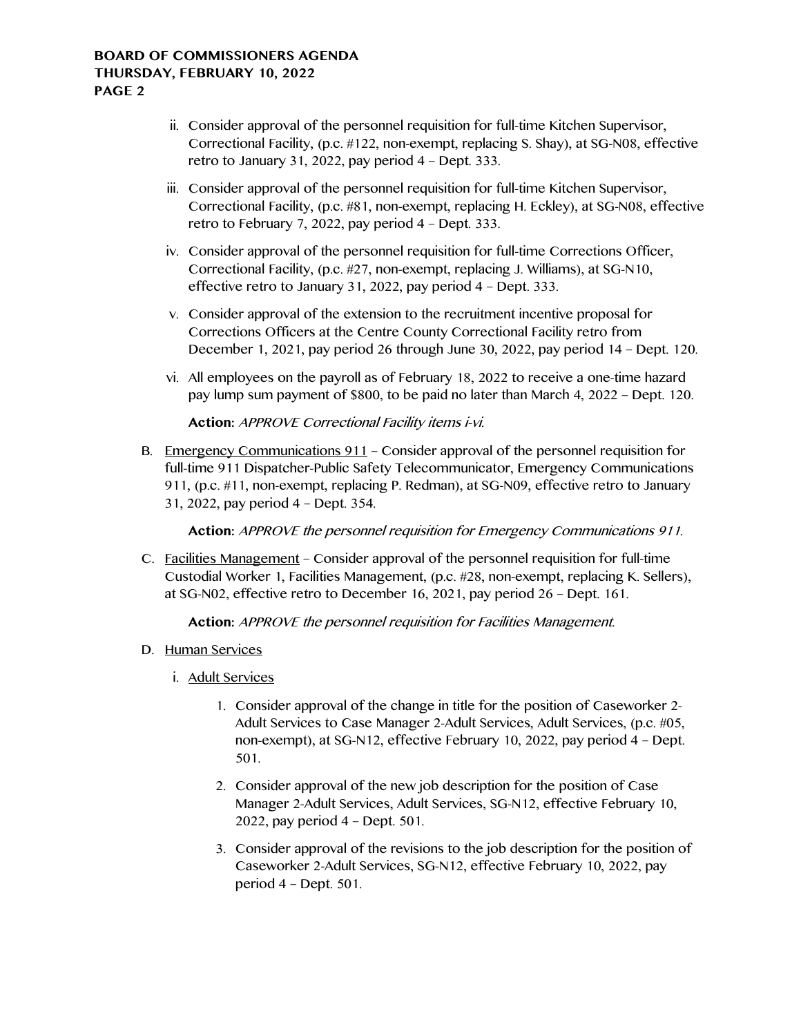ii. Consider approval of the personnel requisition for full-time Kitchen Supervisor, Correctional Facility, (p.c. #122, non-exempt, replacing S. Shay), at SG-N08, effective retro to January 31, 2022, pay period 4 – Dept. 333.

iii. Consider approval of the personnel requisition for full-time Kitchen Supervisor, Correctional Facility, (p.c. #81, non-exempt, replacing H. Eckley), at SG-N08, effective retro to February 7, 2022, pay period 4 – Dept. 333.

iv. Consider approval of the personnel requisition for full-time Corrections Officer, Correctional Facility, (p.c. #27, non-exempt, replacing J. Williams), at SG-N10, effective retro to January 31, 2022, pay period 4 – Dept. 333.

v. Consider approval of the extension to the recruitment incentive proposal for Corrections Officers at the Centre County Correctional Facility retro from December 1, 2021, pay period 26 through June 30, 2022, pay period 14 – Dept. 120.

vi. All employees on the payroll as of February 18, 2022 to receive a one-time hazard pay lump sum payment of $800, to be paid no later than March 4, 2022 – Dept. 120.

**Action:** *APPROVE Correctional Facility items i-vi.*

B. Emergency Communications 911 – Consider approval of the personnel requisition for full-time 911 Dispatcher-Public Safety Telecommunicator, Emergency Communications 911, (p.c. #11, non-exempt, replacing P. Redman), at SG-N09, effective retro to January 31, 2022, pay period 4 – Dept. 354.

**Action:** *APPROVE the personnel requisition for Emergency Communications 911.*

C. Facilities Management – Consider approval of the personnel requisition for full-time Custodial Worker 1, Facilities Management, (p.c. #28, non-exempt, replacing K. Sellers), at SG-N02, effective retro to December 16, 2021, pay period 26 – Dept. 161.

**Action:** *APPROVE the personnel requisition for Facilities Management.*

D. Human Services

i. Adult Services

1. Consider approval of the change in title for the position of Caseworker 2-Adult Services to Case Manager 2-Adult Services, Adult Services, (p.c. #05, non-exempt), at SG-N12, effective February 10, 2022, pay period 4 – Dept. 501.

2. Consider approval of the new job description for the position of Case Manager 2-Adult Services, Adult Services, SG-N12, effective February 10, 2022, pay period 4 – Dept. 501.

3. Consider approval of the revisions to the job description for the position of Caseworker 2-Adult Services, SG-N12, effective February 10, 2022, pay period 4 – Dept. 501.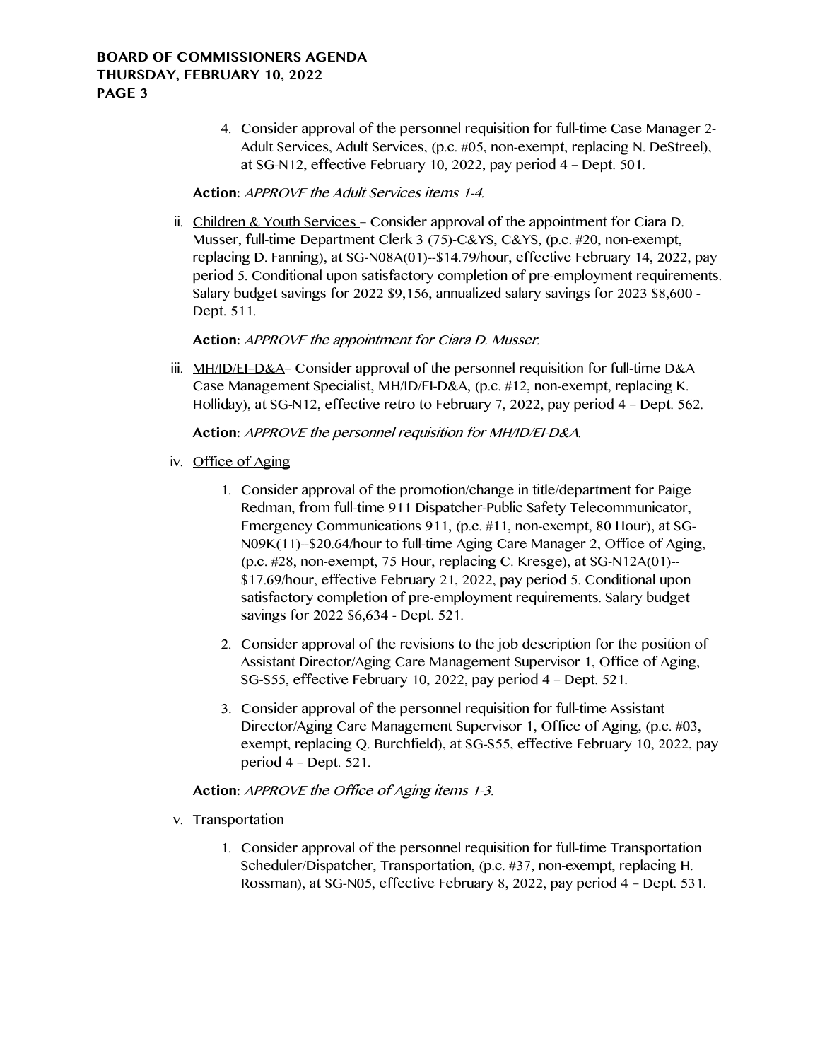4. Consider approval of the personnel requisition for full-time Case Manager 2-Adult Services, Adult Services, (p.c. #05, non-exempt, replacing N. DeStreel), at SG-N12, effective February 10, 2022, pay period 4 – Dept. 501.

**Action:** *APPROVE the Adult Services items 1-4.*

ii. Children & Youth Services – Consider approval of the appointment for Ciara D. Musser, full-time Department Clerk 3 (75)-C&YS, C&YS, (p.c. #20, non-exempt, replacing D. Fanning), at SG-N08A(01)--$14.79/hour, effective February 14, 2022, pay period 5. Conditional upon satisfactory completion of pre-employment requirements. Salary budget savings for 2022 $9,156, annualized salary savings for 2023 $8,600 - Dept. 511.

**Action:** *APPROVE the appointment for Ciara D. Musser.*

iii. MH/ID/EI–D&A– Consider approval of the personnel requisition for full-time D&A Case Management Specialist, MH/ID/EI-D&A, (p.c. #12, non-exempt, replacing K. Holliday), at SG-N12, effective retro to February 7, 2022, pay period 4 – Dept. 562.

**Action:** *APPROVE the personnel requisition for MH/ID/EI-D&A.*

iv. Office of Aging

1. Consider approval of the promotion/change in title/department for Paige Redman, from full-time 911 Dispatcher-Public Safety Telecommunicator, Emergency Communications 911, (p.c. #11, non-exempt, 80 Hour), at SG-N09K(11)--$20.64/hour to full-time Aging Care Manager 2, Office of Aging, (p.c. #28, non-exempt, 75 Hour, replacing C. Kresge), at SG-N12A(01)--$17.69/hour, effective February 21, 2022, pay period 5. Conditional upon satisfactory completion of pre-employment requirements. Salary budget savings for 2022 $6,634 - Dept. 521.

2. Consider approval of the revisions to the job description for the position of Assistant Director/Aging Care Management Supervisor 1, Office of Aging, SG-S55, effective February 10, 2022, pay period 4 – Dept. 521.

3. Consider approval of the personnel requisition for full-time Assistant Director/Aging Care Management Supervisor 1, Office of Aging, (p.c. #03, exempt, replacing Q. Burchfield), at SG-S55, effective February 10, 2022, pay period 4 – Dept. 521.

**Action:** *APPROVE the Office of Aging items 1-3.*

v. Transportation

1. Consider approval of the personnel requisition for full-time Transportation Scheduler/Dispatcher, Transportation, (p.c. #37, non-exempt, replacing H. Rossman), at SG-N05, effective February 8, 2022, pay period 4 – Dept. 531.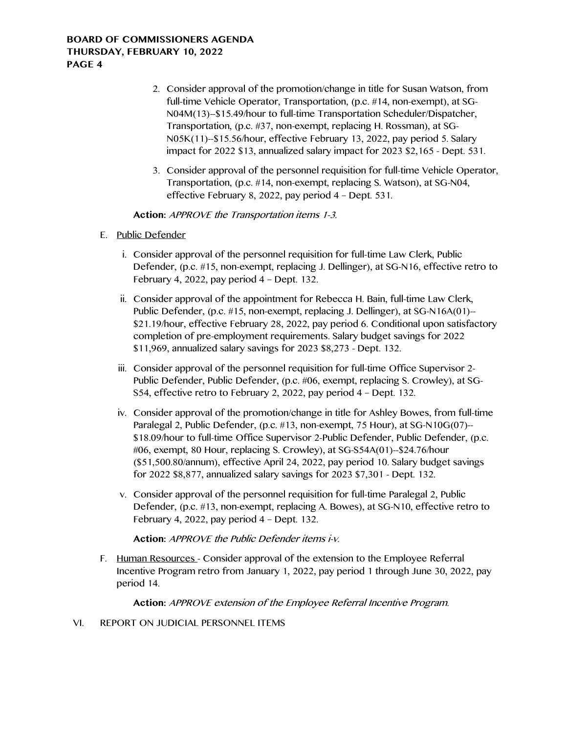2. Consider approval of the promotion/change in title for Susan Watson, from full-time Vehicle Operator, Transportation, (p.c. #14, non-exempt), at SG-N04M(13)--$15.49/hour to full-time Transportation Scheduler/Dispatcher, Transportation, (p.c. #37, non-exempt, replacing H. Rossman), at SG-N05K(11)--$15.56/hour, effective February 13, 2022, pay period 5. Salary impact for 2022 $13, annualized salary impact for 2023 $2,165 - Dept. 531.

3. Consider approval of the personnel requisition for full-time Vehicle Operator, Transportation, (p.c. #14, non-exempt, replacing S. Watson), at SG-N04, effective February 8, 2022, pay period 4 – Dept. 531.

**Action:** *APPROVE the Transportation items 1-3.*

E. Public Defender

i. Consider approval of the personnel requisition for full-time Law Clerk, Public Defender, (p.c. #15, non-exempt, replacing J. Dellinger), at SG-N16, effective retro to February 4, 2022, pay period 4 – Dept. 132.

ii. Consider approval of the appointment for Rebecca H. Bain, full-time Law Clerk, Public Defender, (p.c. #15, non-exempt, replacing J. Dellinger), at SG-N16A(01)--$21.19/hour, effective February 28, 2022, pay period 6. Conditional upon satisfactory completion of pre-employment requirements. Salary budget savings for 2022 $11,969, annualized salary savings for 2023 $8,273 - Dept. 132.

iii. Consider approval of the personnel requisition for full-time Office Supervisor 2-Public Defender, Public Defender, (p.c. #06, exempt, replacing S. Crowley), at SG-S54, effective retro to February 2, 2022, pay period 4 – Dept. 132.

iv. Consider approval of the promotion/change in title for Ashley Bowes, from full-time Paralegal 2, Public Defender, (p.c. #13, non-exempt, 75 Hour), at SG-N10G(07)--$18.09/hour to full-time Office Supervisor 2-Public Defender, Public Defender, (p.c. #06, exempt, 80 Hour, replacing S. Crowley), at SG-S54A(01)--$24.76/hour ($51,500.80/annum), effective April 24, 2022, pay period 10. Salary budget savings for 2022 $8,877, annualized salary savings for 2023 $7,301 - Dept. 132.

v. Consider approval of the personnel requisition for full-time Paralegal 2, Public Defender, (p.c. #13, non-exempt, replacing A. Bowes), at SG-N10, effective retro to February 4, 2022, pay period 4 – Dept. 132.

**Action:** *APPROVE the Public Defender items i-v.*

F. Human Resources - Consider approval of the extension to the Employee Referral Incentive Program retro from January 1, 2022, pay period 1 through June 30, 2022, pay period 14.

**Action:** *APPROVE extension of the Employee Referral Incentive Program.*

VI. REPORT ON JUDICIAL PERSONNEL ITEMS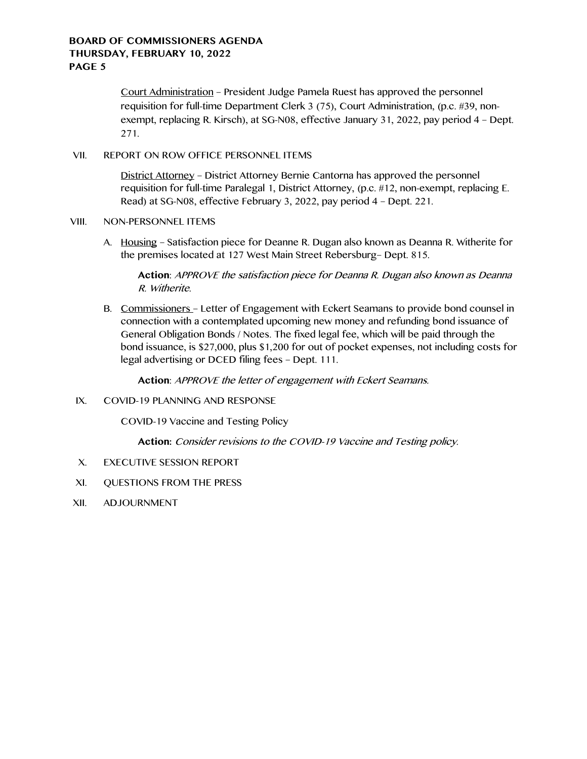Court Administration – President Judge Pamela Ruest has approved the personnel requisition for full-time Department Clerk 3 (75), Court Administration, (p.c. #39, non-exempt, replacing R. Kirsch), at SG-N08, effective January 31, 2022, pay period 4 – Dept. 271.

VII. REPORT ON ROW OFFICE PERSONNEL ITEMS

District Attorney – District Attorney Bernie Cantorna has approved the personnel requisition for full-time Paralegal 1, District Attorney, (p.c. #12, non-exempt, replacing E. Read) at SG-N08, effective February 3, 2022, pay period 4 – Dept. 221.

VIII. NON-PERSONNEL ITEMS

A. Housing – Satisfaction piece for Deanne R. Dugan also known as Deanna R. Witherite for the premises located at 127 West Main Street Rebersburg– Dept. 815.

**Action**: *APPROVE the satisfaction piece for Deanna R. Dugan also known as Deanna R. Witherite.*

B. Commissioners – Letter of Engagement with Eckert Seamans to provide bond counsel in connection with a contemplated upcoming new money and refunding bond issuance of General Obligation Bonds / Notes. The fixed legal fee, which will be paid through the bond issuance, is $27,000, plus $1,200 for out of pocket expenses, not including costs for legal advertising or DCED filing fees – Dept. 111.

**Action**: *APPROVE the letter of engagement with Eckert Seamans.*

IX. COVID-19 PLANNING AND RESPONSE

COVID-19 Vaccine and Testing Policy

**Action:** *Consider revisions to the COVID-19 Vaccine and Testing policy.*

X. EXECUTIVE SESSION REPORT

XI. QUESTIONS FROM THE PRESS

XII. ADJOURNMENT